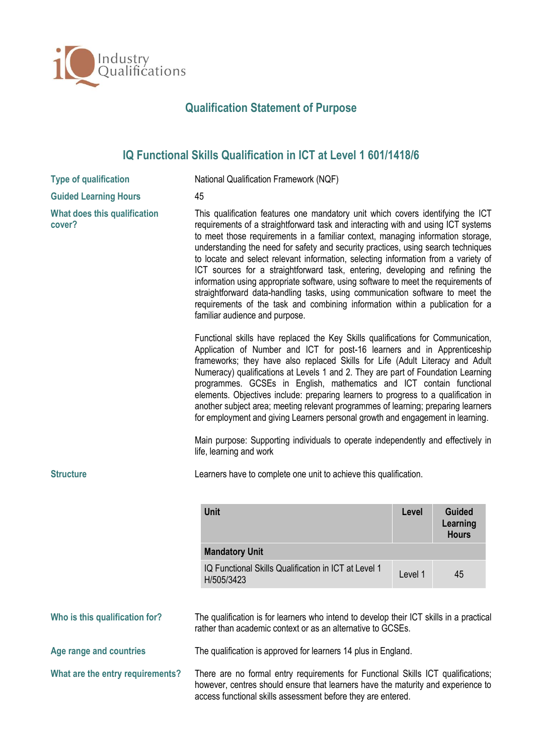Industry Qualifications

# Qualification Statement of Purpose

## IQ Functional Skills Qualification in ICT at Level 1 601/1418/6

**Type of qualification**

National Qualification Framework (NQF)

**Guided Learning Hours**

45

**What does this qualification cover?**

This qualification features one mandatory unit which covers identifying the ICT requirements of a straightforward task and interacting with and using ICT systems to meet those requirements in a familiar context, managing information storage, understanding the need for safety and security practices, using search techniques to locate and select relevant information, selecting information from a variety of ICT sources for a straightforward task, entering, developing and refining the information using appropriate software, using software to meet the requirements of straightforward data-handling tasks, using communication software to meet the requirements of the task and combining information within a publication for a familiar audience and purpose.

Functional skills have replaced the Key Skills qualifications for Communication, Application of Number and ICT for post-16 learners and in Apprenticeship frameworks; they have also replaced Skills for Life (Adult Literacy and Adult Numeracy) qualifications at Levels 1 and 2. They are part of Foundation Learning programmes. GCSEs in English, mathematics and ICT contain functional elements. Objectives include: preparing learners to progress to a qualification in another subject area; meeting relevant programmes of learning; preparing learners for employment and giving Learners personal growth and engagement in learning.

Main purpose: Supporting individuals to operate independently and effectively in life, learning and work

**Structure**

Learners have to complete one unit to achieve this qualification.

| Unit | Level | Guided Learning Hours |
|---|---|---|
| **Mandatory Unit** | | |
| IQ Functional Skills Qualification in ICT at Level 1 H/505/3423 | Level 1 | 45 |

**Who is this qualification for?**

The qualification is for learners who intend to develop their ICT skills in a practical rather than academic context or as an alternative to GCSEs.

**Age range and countries**

The qualification is approved for learners 14 plus in England.

**What are the entry requirements?**

There are no formal entry requirements for Functional Skills ICT qualifications; however, centres should ensure that learners have the maturity and experience to access functional skills assessment before they are entered.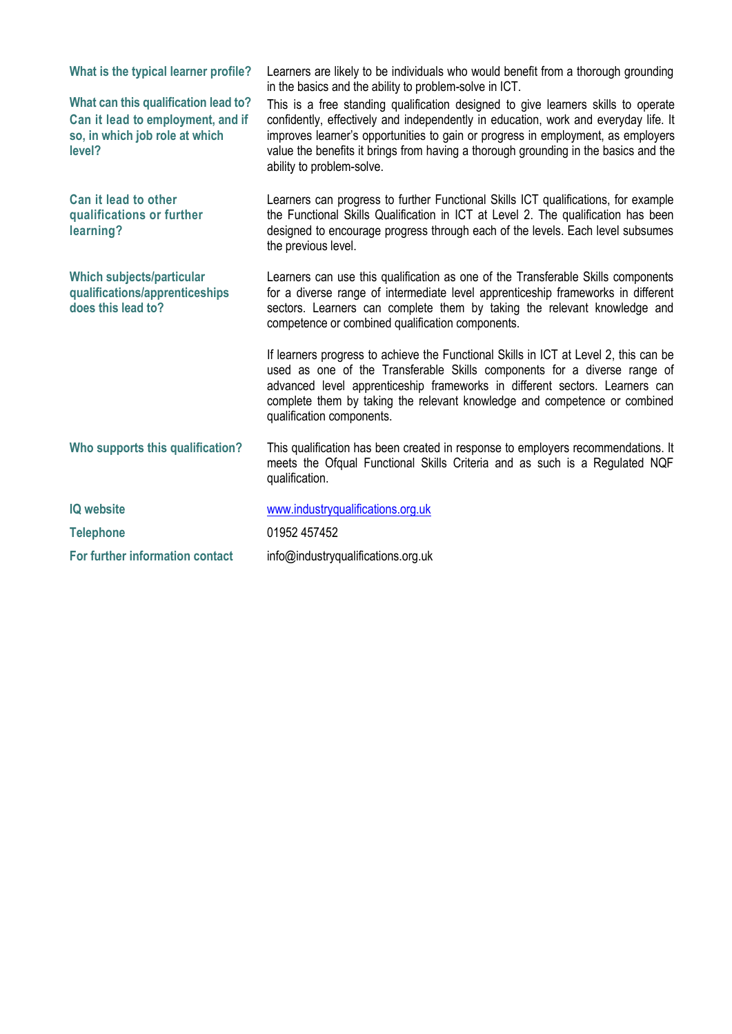| | |
|---|---|
| **What is the typical learner profile?** | Learners are likely to be individuals who would benefit from a thorough grounding in the basics and the ability to problem-solve in ICT. |
| **What can this qualification lead to? Can it lead to employment, and if so, in which job role at which level?** | This is a free standing qualification designed to give learners skills to operate confidently, effectively and independently in education, work and everyday life. It improves learner's opportunities to gain or progress in employment, as employers value the benefits it brings from having a thorough grounding in the basics and the ability to problem-solve. |
| **Can it lead to other qualifications or further learning?** | Learners can progress to further Functional Skills ICT qualifications, for example the Functional Skills Qualification in ICT at Level 2. The qualification has been designed to encourage progress through each of the levels. Each level subsumes the previous level. |
| **Which subjects/particular qualifications/apprenticeships does this lead to?** | Learners can use this qualification as one of the Transferable Skills components for a diverse range of intermediate level apprenticeship frameworks in different sectors. Learners can complete them by taking the relevant knowledge and competence or combined qualification components.<br><br>If learners progress to achieve the Functional Skills in ICT at Level 2, this can be used as one of the Transferable Skills components for a diverse range of advanced level apprenticeship frameworks in different sectors. Learners can complete them by taking the relevant knowledge and competence or combined qualification components. |
| **Who supports this qualification?** | This qualification has been created in response to employers recommendations. It meets the Ofqual Functional Skills Criteria and as such is a Regulated NQF qualification. |
| **IQ website** | [www.industryqualifications.org.uk](http://www.industryqualifications.org.uk) |
| **Telephone** | 01952 457452 |
| **For further information contact** | info@industryqualifications.org.uk |